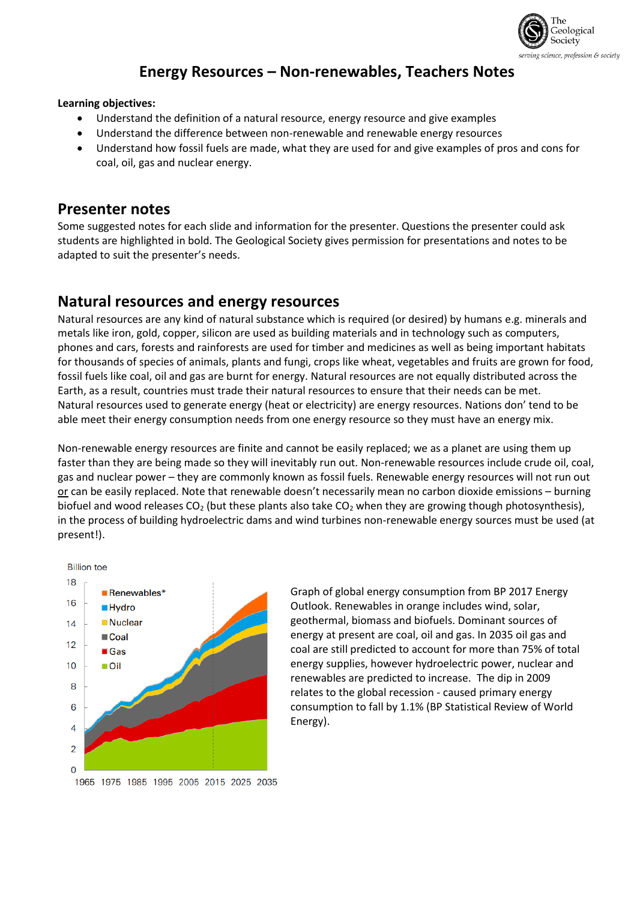# Energy Resources – Non-renewables, Teachers Notes

**Learning objectives:**

- Understand the definition of a natural resource, energy resource and give examples
- Understand the difference between non-renewable and renewable energy resources
- Understand how fossil fuels are made, what they are used for and give examples of pros and cons for coal, oil, gas and nuclear energy.

## Presenter notes

Some suggested notes for each slide and information for the presenter. Questions the presenter could ask students are highlighted in bold. The Geological Society gives permission for presentations and notes to be adapted to suit the presenter's needs.

## Natural resources and energy resources

Natural resources are any kind of natural substance which is required (or desired) by humans e.g. minerals and metals like iron, gold, copper, silicon are used as building materials and in technology such as computers, phones and cars, forests and rainforests are used for timber and medicines as well as being important habitats for thousands of species of animals, plants and fungi, crops like wheat, vegetables and fruits are grown for food, fossil fuels like coal, oil and gas are burnt for energy. Natural resources are not equally distributed across the Earth, as a result, countries must trade their natural resources to ensure that their needs can be met. Natural resources used to generate energy (heat or electricity) are energy resources. Nations don' tend to be able meet their energy consumption needs from one energy resource so they must have an energy mix.

Non-renewable energy resources are finite and cannot be easily replaced; we as a planet are using them up faster than they are being made so they will inevitably run out. Non-renewable resources include crude oil, coal, gas and nuclear power – they are commonly known as fossil fuels. Renewable energy resources will not run out or can be easily replaced. Note that renewable doesn't necessarily mean no carbon dioxide emissions – burning biofuel and wood releases $CO_2$ (but these plants also take $CO_2$ when they are growing though photosynthesis), in the process of building hydroelectric dams and wind turbines non-renewable energy sources must be used (at present!).

Graph of global energy consumption from BP 2017 Energy Outlook. Renewables in orange includes wind, solar, geothermal, biomass and biofuels. Dominant sources of energy at present are coal, oil and gas. In 2035 oil gas and coal are still predicted to account for more than 75% of total energy supplies, however hydroelectric power, nuclear and renewables are predicted to increase. The dip in 2009 relates to the global recession - caused primary energy consumption to fall by 1.1% (BP Statistical Review of World Energy).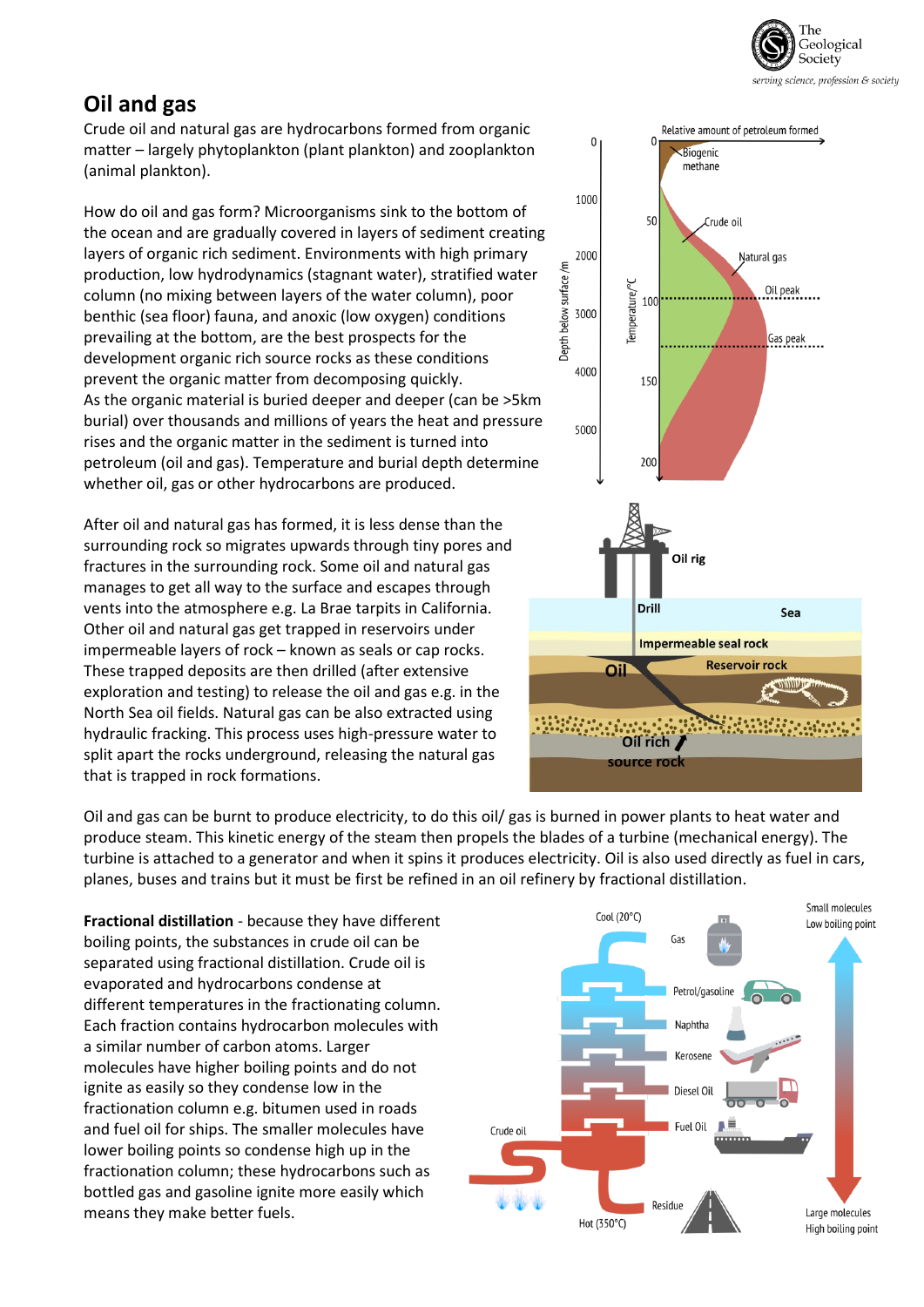## Oil and gas

Crude oil and natural gas are hydrocarbons formed from organic matter – largely phytoplankton (plant plankton) and zooplankton (animal plankton).

How do oil and gas form? Microorganisms sink to the bottom of the ocean and are gradually covered in layers of sediment creating layers of organic rich sediment. Environments with high primary production, low hydrodynamics (stagnant water), stratified water column (no mixing between layers of the water column), poor benthic (sea floor) fauna, and anoxic (low oxygen) conditions prevailing at the bottom, are the best prospects for the development organic rich source rocks as these conditions prevent the organic matter from decomposing quickly.
As the organic material is buried deeper and deeper (can be >5km burial) over thousands and millions of years the heat and pressure rises and the organic matter in the sediment is turned into petroleum (oil and gas). Temperature and burial depth determine whether oil, gas or other hydrocarbons are produced.

After oil and natural gas has formed, it is less dense than the surrounding rock so migrates upwards through tiny pores and fractures in the surrounding rock. Some oil and natural gas manages to get all way to the surface and escapes through vents into the atmosphere e.g. La Brae tarpits in California. Other oil and natural gas get trapped in reservoirs under impermeable layers of rock – known as seals or cap rocks. These trapped deposits are then drilled (after extensive exploration and testing) to release the oil and gas e.g. in the North Sea oil fields. Natural gas can be also extracted using hydraulic fracking. This process uses high-pressure water to split apart the rocks underground, releasing the natural gas that is trapped in rock formations.

Oil and gas can be burnt to produce electricity, to do this oil/ gas is burned in power plants to heat water and produce steam. This kinetic energy of the steam then propels the blades of a turbine (mechanical energy). The turbine is attached to a generator and when it spins it produces electricity. Oil is also used directly as fuel in cars, planes, buses and trains but it must be first be refined in an oil refinery by fractional distillation.

**Fractional distillation** - because they have different boiling points, the substances in crude oil can be separated using fractional distillation. Crude oil is evaporated and hydrocarbons condense at different temperatures in the fractionating column. Each fraction contains hydrocarbon molecules with a similar number of carbon atoms. Larger molecules have higher boiling points and do not ignite as easily so they condense low in the fractionation column e.g. bitumen used in roads and fuel oil for ships. The smaller molecules have lower boiling points so condense high up in the fractionation column; these hydrocarbons such as bottled gas and gasoline ignite more easily which means they make better fuels.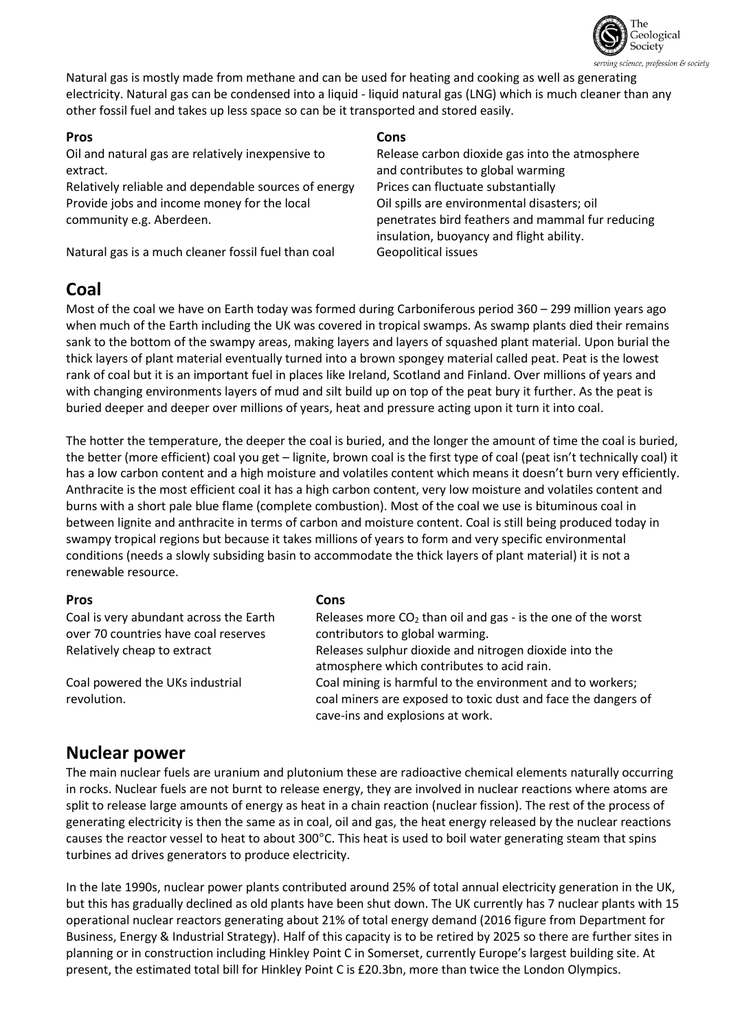Natural gas is mostly made from methane and can be used for heating and cooking as well as generating electricity. Natural gas can be condensed into a liquid - liquid natural gas (LNG) which is much cleaner than any other fossil fuel and takes up less space so can be it transported and stored easily.

| **Pros** | **Cons** |
|---|---|
| Oil and natural gas are relatively inexpensive to extract. | Release carbon dioxide gas into the atmosphere and contributes to global warming |
| Relatively reliable and dependable sources of energy | Prices can fluctuate substantially |
| Provide jobs and income money for the local community e.g. Aberdeen. | Oil spills are environmental disasters; oil penetrates bird feathers and mammal fur reducing insulation, buoyancy and flight ability. |
| Natural gas is a much cleaner fossil fuel than coal | Geopolitical issues |

## Coal

Most of the coal we have on Earth today was formed during Carboniferous period 360 – 299 million years ago when much of the Earth including the UK was covered in tropical swamps. As swamp plants died their remains sank to the bottom of the swampy areas, making layers and layers of squashed plant material. Upon burial the thick layers of plant material eventually turned into a brown spongey material called peat. Peat is the lowest rank of coal but it is an important fuel in places like Ireland, Scotland and Finland. Over millions of years and with changing environments layers of mud and silt build up on top of the peat bury it further. As the peat is buried deeper and deeper over millions of years, heat and pressure acting upon it turn it into coal.

The hotter the temperature, the deeper the coal is buried, and the longer the amount of time the coal is buried, the better (more efficient) coal you get – lignite, brown coal is the first type of coal (peat isn't technically coal) it has a low carbon content and a high moisture and volatiles content which means it doesn't burn very efficiently. Anthracite is the most efficient coal it has a high carbon content, very low moisture and volatiles content and burns with a short pale blue flame (complete combustion). Most of the coal we use is bituminous coal in between lignite and anthracite in terms of carbon and moisture content. Coal is still being produced today in swampy tropical regions but because it takes millions of years to form and very specific environmental conditions (needs a slowly subsiding basin to accommodate the thick layers of plant material) it is not a renewable resource.

| **Pros** | **Cons** |
|---|---|
| Coal is very abundant across the Earth over 70 countries have coal reserves | Releases more $CO_2$ than oil and gas - is the one of the worst contributors to global warming. |
| Relatively cheap to extract | Releases sulphur dioxide and nitrogen dioxide into the atmosphere which contributes to acid rain. |
| Coal powered the UKs industrial revolution. | Coal mining is harmful to the environment and to workers; coal miners are exposed to toxic dust and face the dangers of cave-ins and explosions at work. |

## Nuclear power

The main nuclear fuels are uranium and plutonium these are radioactive chemical elements naturally occurring in rocks. Nuclear fuels are not burnt to release energy, they are involved in nuclear reactions where atoms are split to release large amounts of energy as heat in a chain reaction (nuclear fission). The rest of the process of generating electricity is then the same as in coal, oil and gas, the heat energy released by the nuclear reactions causes the reactor vessel to heat to about 300°C. This heat is used to boil water generating steam that spins turbines ad drives generators to produce electricity.

In the late 1990s, nuclear power plants contributed around 25% of total annual electricity generation in the UK, but this has gradually declined as old plants have been shut down. The UK currently has 7 nuclear plants with 15 operational nuclear reactors generating about 21% of total energy demand (2016 figure from Department for Business, Energy & Industrial Strategy). Half of this capacity is to be retired by 2025 so there are further sites in planning or in construction including Hinkley Point C in Somerset, currently Europe's largest building site. At present, the estimated total bill for Hinkley Point C is £20.3bn, more than twice the London Olympics.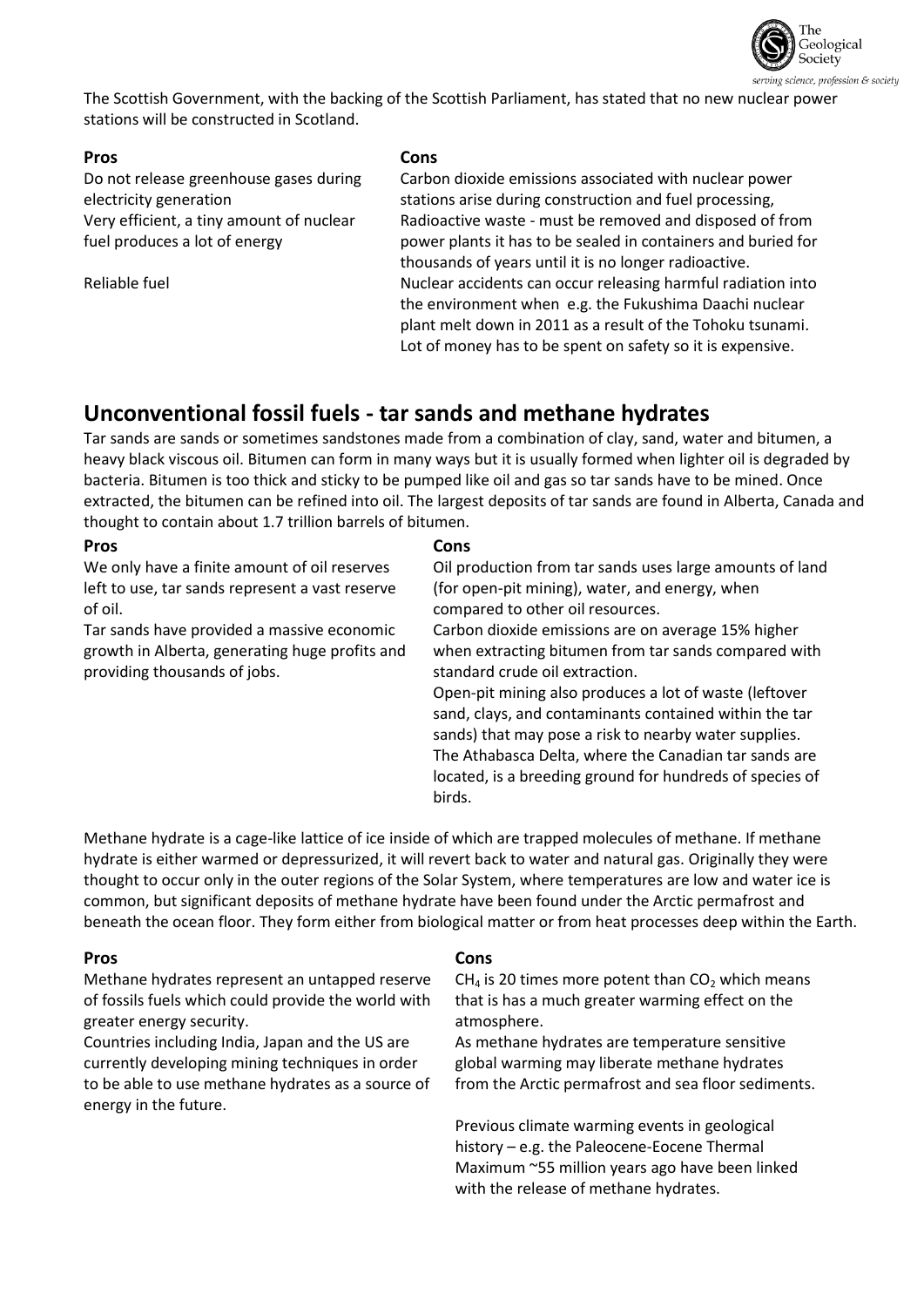The Scottish Government, with the backing of the Scottish Parliament, has stated that no new nuclear power stations will be constructed in Scotland.

| Pros | Cons |
| --- | --- |
| Do not release greenhouse gases during electricity generation | Carbon dioxide emissions associated with nuclear power stations arise during construction and fuel processing, |
| Very efficient, a tiny amount of nuclear fuel produces a lot of energy | Radioactive waste - must be removed and disposed of from power plants it has to be sealed in containers and buried for thousands of years until it is no longer radioactive. |
| Reliable fuel | Nuclear accidents can occur releasing harmful radiation into the environment when e.g. the Fukushima Daachi nuclear plant melt down in 2011 as a result of the Tohoku tsunami. |
| | Lot of money has to be spent on safety so it is expensive. |

## Unconventional fossil fuels - tar sands and methane hydrates

Tar sands are sands or sometimes sandstones made from a combination of clay, sand, water and bitumen, a heavy black viscous oil. Bitumen can form in many ways but it is usually formed when lighter oil is degraded by bacteria. Bitumen is too thick and sticky to be pumped like oil and gas so tar sands have to be mined. Once extracted, the bitumen can be refined into oil. The largest deposits of tar sands are found in Alberta, Canada and thought to contain about 1.7 trillion barrels of bitumen.

| Pros | Cons |
| --- | --- |
| We only have a finite amount of oil reserves left to use, tar sands represent a vast reserve of oil. | Oil production from tar sands uses large amounts of land (for open-pit mining), water, and energy, when compared to other oil resources. |
| Tar sands have provided a massive economic growth in Alberta, generating huge profits and providing thousands of jobs. | Carbon dioxide emissions are on average 15% higher when extracting bitumen from tar sands compared with standard crude oil extraction. |
| | Open-pit mining also produces a lot of waste (leftover sand, clays, and contaminants contained within the tar sands) that may pose a risk to nearby water supplies. |
| | The Athabasca Delta, where the Canadian tar sands are located, is a breeding ground for hundreds of species of birds. |

Methane hydrate is a cage-like lattice of ice inside of which are trapped molecules of methane. If methane hydrate is either warmed or depressurized, it will revert back to water and natural gas. Originally they were thought to occur only in the outer regions of the Solar System, where temperatures are low and water ice is common, but significant deposits of methane hydrate have been found under the Arctic permafrost and beneath the ocean floor. They form either from biological matter or from heat processes deep within the Earth.

| Pros | Cons |
| --- | --- |
| Methane hydrates represent an untapped reserve of fossils fuels which could provide the world with greater energy security. | $CH_4$ is 20 times more potent than $CO_2$ which means that is has a much greater warming effect on the atmosphere. |
| Countries including India, Japan and the US are currently developing mining techniques in order to be able to use methane hydrates as a source of energy in the future. | As methane hydrates are temperature sensitive global warming may liberate methane hydrates from the Arctic permafrost and sea floor sediments. |
| | Previous climate warming events in geological history – e.g. the Paleocene-Eocene Thermal Maximum ~55 million years ago have been linked with the release of methane hydrates. |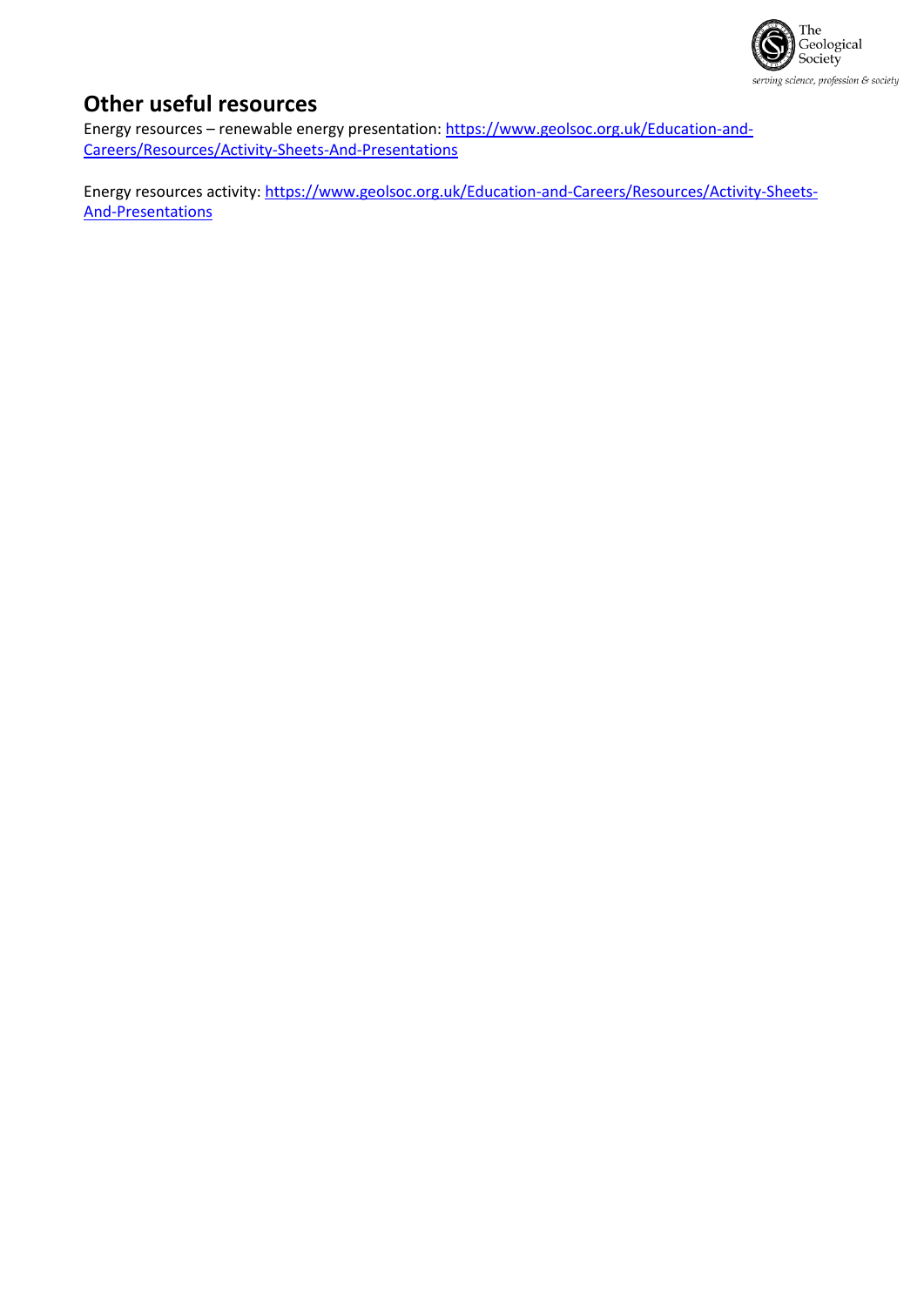## Other useful resources

Energy resources – renewable energy presentation: [https://www.geolsoc.org.uk/Education-and-Careers/Resources/Activity-Sheets-And-Presentations](https://www.geolsoc.org.uk/Education-and-Careers/Resources/Activity-Sheets-And-Presentations)

Energy resources activity: [https://www.geolsoc.org.uk/Education-and-Careers/Resources/Activity-Sheets-And-Presentations](https://www.geolsoc.org.uk/Education-and-Careers/Resources/Activity-Sheets-And-Presentations)